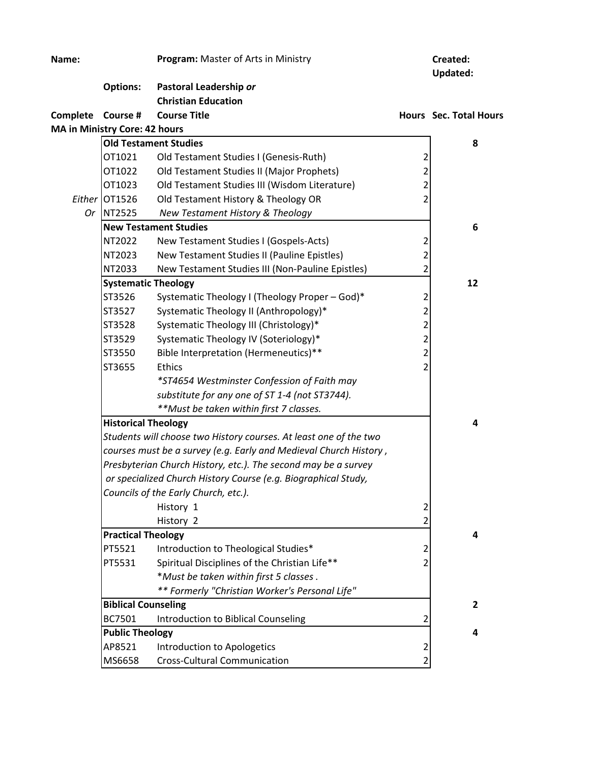**Name:** | **Program:** Master of Arts in Ministry | **Created:** | **Updated:**

**Options:** **Pastoral Leadership** *or* **Christian Education**

| Complete | Course # | Course Title | Hours | Sec. Total Hours |
|---|---|---|---|---|
| **MA in Ministry Core: 42 hours** | | | | |
| | **Old Testament Studies** | | | **8** |
| | OT1021 | Old Testament Studies I (Genesis-Ruth) | 2 | |
| | OT1022 | Old Testament Studies II (Major Prophets) | 2 | |
| | OT1023 | Old Testament Studies III (Wisdom Literature) | 2 | |
| *Either* | OT1526 | Old Testament History & Theology OR | 2 | |
| *Or* | NT2525 | *New Testament History & Theology* | | |
| | **New Testament Studies** | | | **6** |
| | NT2022 | New Testament Studies I (Gospels-Acts) | 2 | |
| | NT2023 | New Testament Studies II (Pauline Epistles) | 2 | |
| | NT2033 | New Testament Studies III (Non-Pauline Epistles) | 2 | |
| | **Systematic Theology** | | | **12** |
| | ST3526 | Systematic Theology I (Theology Proper – God)* | 2 | |
| | ST3527 | Systematic Theology II (Anthropology)* | 2 | |
| | ST3528 | Systematic Theology III (Christology)* | 2 | |
| | ST3529 | Systematic Theology IV (Soteriology)* | 2 | |
| | ST3550 | Bible Interpretation (Hermeneutics)** | 2 | |
| | ST3655 | Ethics | 2 | |
| | | *\*ST4654 Westminster Confession of Faith may substitute for any one of ST 1-4 (not ST3744).* | | |
| | | *\*\*Must be taken within first 7 classes.* | | |
| | **Historical Theology** | | | **4** |
| | *Students will choose two History courses. At least one of the two courses must be a survey (e.g. Early and Medieval Church History, Presbyterian Church History, etc.). The second may be a survey or specialized Church History Course (e.g. Biographical Study, Councils of the Early Church, etc.).* | | | |
| | | History 1 | 2 | |
| | | History 2 | 2 | |
| | **Practical Theology** | | | **4** |
| | PT5521 | Introduction to Theological Studies* | 2 | |
| | PT5531 | Spiritual Disciplines of the Christian Life** | 2 | |
| | | *\*Must be taken within first 5 classes.* | | |
| | | *\*\* Formerly "Christian Worker's Personal Life"* | | |
| | **Biblical Counseling** | | | **2** |
| | BC7501 | Introduction to Biblical Counseling | 2 | |
| | **Public Theology** | | | **4** |
| | AP8521 | Introduction to Apologetics | 2 | |
| | MS6658 | Cross-Cultural Communication | 2 | |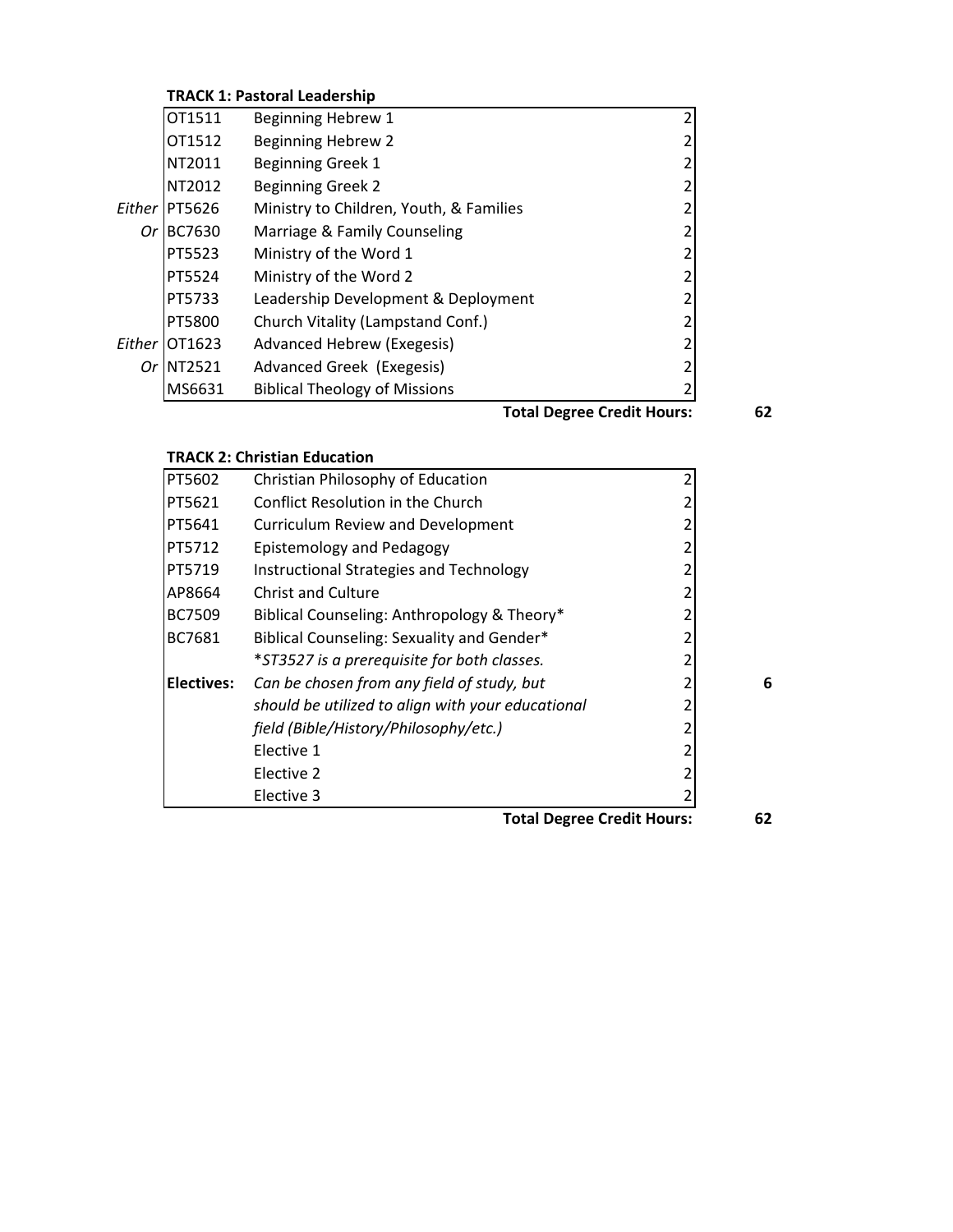**TRACK 1: Pastoral Leadership**

| | | | | |
|---|---|---|---|---|
| | OT1511 | Beginning Hebrew 1 | 2 | |
| | OT1512 | Beginning Hebrew 2 | 2 | |
| | NT2011 | Beginning Greek 1 | 2 | |
| | NT2012 | Beginning Greek 2 | 2 | |
| *Either* | PT5626 | Ministry to Children, Youth, & Families | 2 | |
| *Or* | BC7630 | Marriage & Family Counseling | 2 | |
| | PT5523 | Ministry of the Word 1 | 2 | |
| | PT5524 | Ministry of the Word 2 | 2 | |
| | PT5733 | Leadership Development & Deployment | 2 | |
| | PT5800 | Church Vitality (Lampstand Conf.) | 2 | |
| *Either* | OT1623 | Advanced Hebrew (Exegesis) | 2 | |
| *Or* | NT2521 | Advanced Greek (Exegesis) | 2 | |
| | MS6631 | Biblical Theology of Missions | 2 | |
| | | **Total Degree Credit Hours:** | | **62** |

**TRACK 2: Christian Education**

| | | | |
|---|---|---|---|
| PT5602 | Christian Philosophy of Education | 2 | |
| PT5621 | Conflict Resolution in the Church | 2 | |
| PT5641 | Curriculum Review and Development | 2 | |
| PT5712 | Epistemology and Pedagogy | 2 | |
| PT5719 | Instructional Strategies and Technology | 2 | |
| AP8664 | Christ and Culture | 2 | |
| BC7509 | Biblical Counseling: Anthropology & Theory* | 2 | |
| BC7681 | Biblical Counseling: Sexuality and Gender* | 2 | |
| | *\*ST3527 is a prerequisite for both classes.* | 2 | |
| **Electives:** | *Can be chosen from any field of study, but* | 2 | **6** |
| | *should be utilized to align with your educational* | 2 | |
| | *field (Bible/History/Philosophy/etc.)* | 2 | |
| | Elective 1 | 2 | |
| | Elective 2 | 2 | |
| | Elective 3 | 2 | |
| | **Total Degree Credit Hours:** | | **62** |